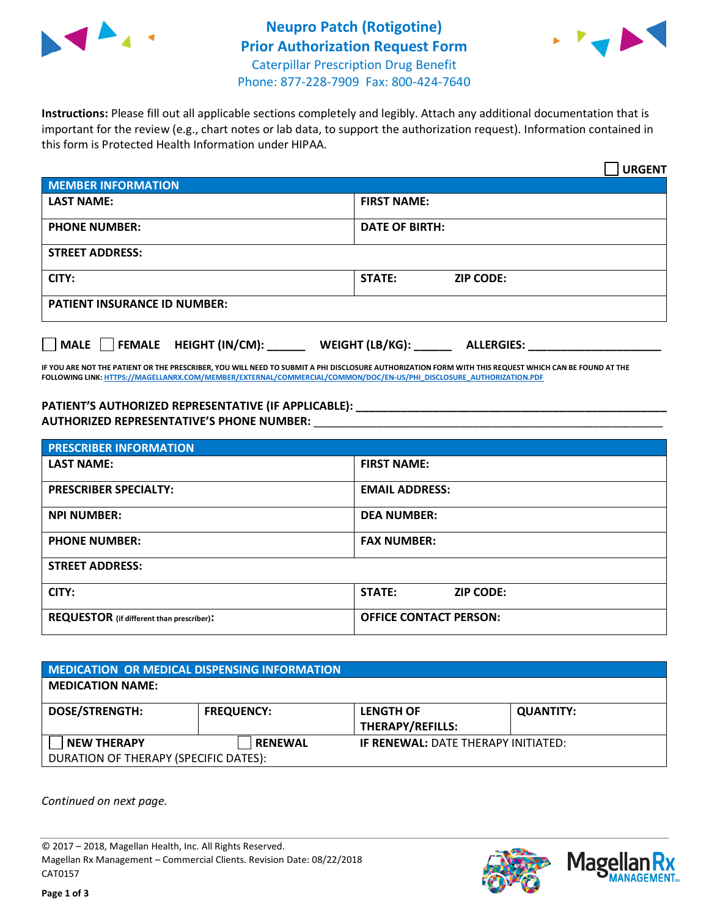# Neupro Patch (Rotigotine) Prior Authorization Request Form

Caterpillar Prescription Drug Benefit
Phone: 877-228-7909 Fax: 800-424-7640

**Instructions:** Please fill out all applicable sections completely and legibly. Attach any additional documentation that is important for the review (e.g., chart notes or lab data, to support the authorization request). Information contained in this form is Protected Health Information under HIPAA.

☐ **URGENT**

| **MEMBER INFORMATION** | |
|---|---|
| **LAST NAME:** | **FIRST NAME:** |
| **PHONE NUMBER:** | **DATE OF BIRTH:** |
| **STREET ADDRESS:** | |
| **CITY:** | **STATE:** **ZIP CODE:** |
| **PATIENT INSURANCE ID NUMBER:** | |

☐ **MALE** ☐ **FEMALE** **HEIGHT (IN/CM):** ______ **WEIGHT (LB/KG):** ______ **ALLERGIES:** ____________________

**IF YOU ARE NOT THE PATIENT OR THE PRESCRIBER, YOU WILL NEED TO SUBMIT A PHI DISCLOSURE AUTHORIZATION FORM WITH THIS REQUEST WHICH CAN BE FOUND AT THE FOLLOWING LINK: HTTPS://MAGELLANRX.COM/MEMBER/EXTERNAL/COMMERCIAL/COMMON/DOC/EN-US/PHI_DISCLOSURE_AUTHORIZATION.PDF**

**PATIENT'S AUTHORIZED REPRESENTATIVE (IF APPLICABLE):** ____________________________________________

**AUTHORIZED REPRESENTATIVE'S PHONE NUMBER:** ____________________________________________

| **PRESCRIBER INFORMATION** | |
|---|---|
| **LAST NAME:** | **FIRST NAME:** |
| **PRESCRIBER SPECIALTY:** | **EMAIL ADDRESS:** |
| **NPI NUMBER:** | **DEA NUMBER:** |
| **PHONE NUMBER:** | **FAX NUMBER:** |
| **STREET ADDRESS:** | |
| **CITY:** | **STATE:** **ZIP CODE:** |
| **REQUESTOR** (if different than prescriber)**:** | **OFFICE CONTACT PERSON:** |

| **MEDICATION OR MEDICAL DISPENSING INFORMATION** | | | |
|---|---|---|---|
| **MEDICATION NAME:** | | | |
| **DOSE/STRENGTH:** | **FREQUENCY:** | **LENGTH OF THERAPY/REFILLS:** | **QUANTITY:** |
| ☐ **NEW THERAPY** | ☐ **RENEWAL** | **IF RENEWAL:** DATE THERAPY INITIATED: | |
| DURATION OF THERAPY (SPECIFIC DATES): | | | |

*Continued on next page.*

© 2017 – 2018, Magellan Health, Inc. All Rights Reserved.
Magellan Rx Management – Commercial Clients. Revision Date: 08/22/2018
CAT0157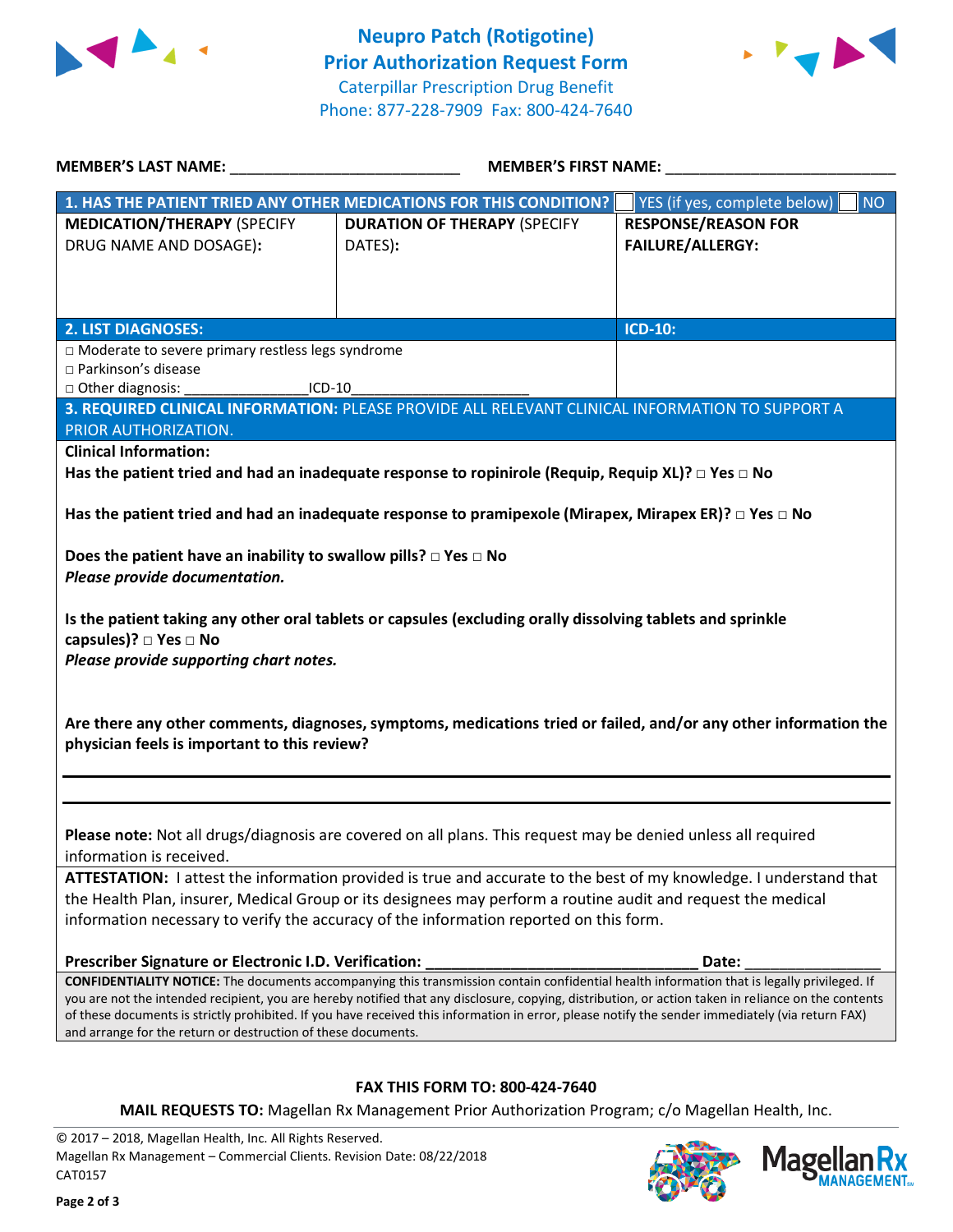# Neupro Patch (Rotigotine) Prior Authorization Request Form

Caterpillar Prescription Drug Benefit
Phone: 877-228-7909 Fax: 800-424-7640

**MEMBER'S LAST NAME:** ___________________________ **MEMBER'S FIRST NAME:** ___________________________

| **1. HAS THE PATIENT TRIED ANY OTHER MEDICATIONS FOR THIS CONDITION?** | | ☐ YES (if yes, complete below) ☐ NO |
|---|---|---|
| **MEDICATION/THERAPY** (SPECIFY DRUG NAME AND DOSAGE): | **DURATION OF THERAPY** (SPECIFY DATES): | **RESPONSE/REASON FOR FAILURE/ALLERGY:** |
| | | |

| **2. LIST DIAGNOSES:** | **ICD-10:** |
|---|---|
| □ Moderate to severe primary restless legs syndrome<br>□ Parkinson's disease<br>□ Other diagnosis: _______________ICD-10______________________ | |

**3. REQUIRED CLINICAL INFORMATION:** PLEASE PROVIDE ALL RELEVANT CLINICAL INFORMATION TO SUPPORT A PRIOR AUTHORIZATION.

**Clinical Information:**

**Has the patient tried and had an inadequate response to ropinirole (Requip, Requip XL)?** □ **Yes** □ **No**

**Has the patient tried and had an inadequate response to pramipexole (Mirapex, Mirapex ER)?** □ **Yes** □ **No**

**Does the patient have an inability to swallow pills?** □ **Yes** □ **No**
***Please provide documentation.***

**Is the patient taking any other oral tablets or capsules (excluding orally dissolving tablets and sprinkle capsules)?** □ **Yes** □ **No**
***Please provide supporting chart notes.***

**Are there any other comments, diagnoses, symptoms, medications tried or failed, and/or any other information the physician feels is important to this review?**

___________________________________________________________________________

___________________________________________________________________________

**Please note:** Not all drugs/diagnosis are covered on all plans. This request may be denied unless all required information is received.

**ATTESTATION:** I attest the information provided is true and accurate to the best of my knowledge. I understand that the Health Plan, insurer, Medical Group or its designees may perform a routine audit and request the medical information necessary to verify the accuracy of the information reported on this form.

**Prescriber Signature or Electronic I.D. Verification:** _________________________________ **Date:** ________________

**CONFIDENTIALITY NOTICE:** The documents accompanying this transmission contain confidential health information that is legally privileged. If you are not the intended recipient, you are hereby notified that any disclosure, copying, distribution, or action taken in reliance on the contents of these documents is strictly prohibited. If you have received this information in error, please notify the sender immediately (via return FAX) and arrange for the return or destruction of these documents.

**FAX THIS FORM TO: 800-424-7640**

**MAIL REQUESTS TO:** Magellan Rx Management Prior Authorization Program; c/o Magellan Health, Inc.

© 2017 – 2018, Magellan Health, Inc. All Rights Reserved.
Magellan Rx Management – Commercial Clients. Revision Date: 08/22/2018
CAT0157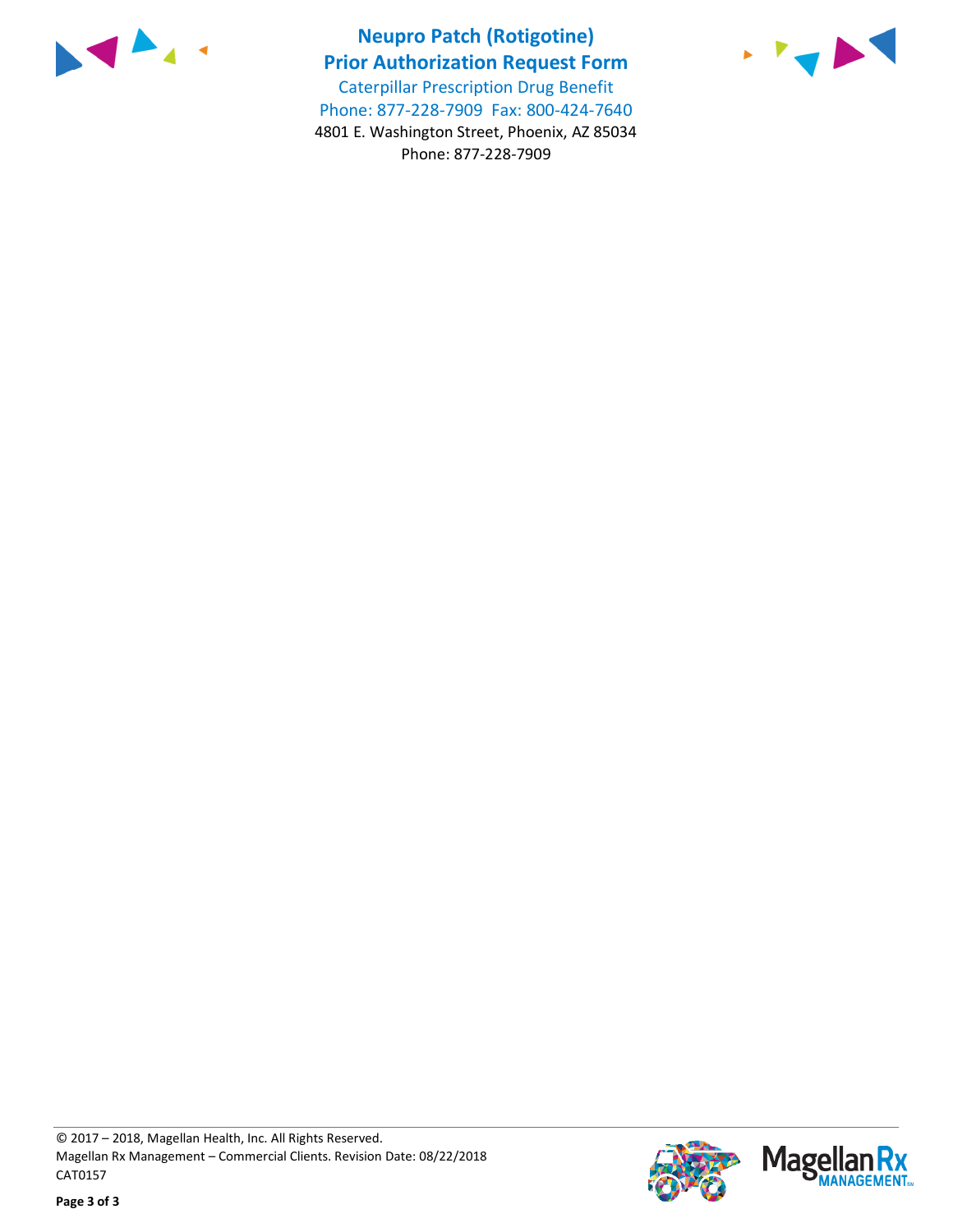# Neupro Patch (Rotigotine)
# Prior Authorization Request Form

Caterpillar Prescription Drug Benefit

Phone: 877-228-7909 Fax: 800-424-7640

4801 E. Washington Street, Phoenix, AZ 85034

Phone: 877-228-7909

© 2017 – 2018, Magellan Health, Inc. All Rights Reserved.
Magellan Rx Management – Commercial Clients. Revision Date: 08/22/2018
CAT0157